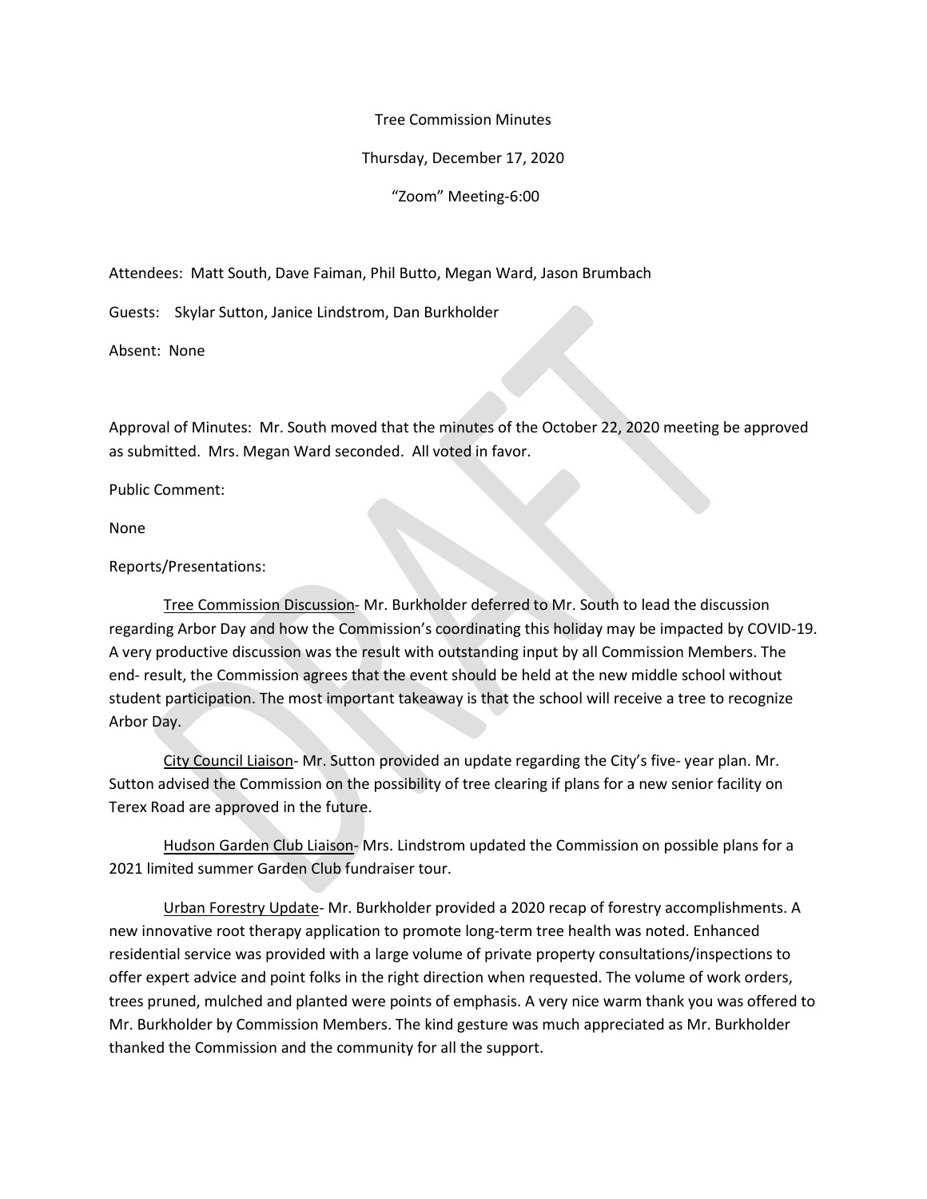Tree Commission Minutes

Thursday, December 17, 2020

"Zoom" Meeting-6:00

Attendees: Matt South, Dave Faiman, Phil Butto, Megan Ward, Jason Brumbach

Guests: Skylar Sutton, Janice Lindstrom, Dan Burkholder

Absent: None

Approval of Minutes: Mr. South moved that the minutes of the October 22, 2020 meeting be approved as submitted. Mrs. Megan Ward seconded. All voted in favor.

Public Comment:

None

Reports/Presentations:

Tree Commission Discussion- Mr. Burkholder deferred to Mr. South to lead the discussion regarding Arbor Day and how the Commission's coordinating this holiday may be impacted by COVID-19. A very productive discussion was the result with outstanding input by all Commission Members. The end- result, the Commission agrees that the event should be held at the new middle school without student participation. The most important takeaway is that the school will receive a tree to recognize Arbor Day.

City Council Liaison- Mr. Sutton provided an update regarding the City's five- year plan. Mr. Sutton advised the Commission on the possibility of tree clearing if plans for a new senior facility on Terex Road are approved in the future.

Hudson Garden Club Liaison- Mrs. Lindstrom updated the Commission on possible plans for a 2021 limited summer Garden Club fundraiser tour.

Urban Forestry Update- Mr. Burkholder provided a 2020 recap of forestry accomplishments. A new innovative root therapy application to promote long-term tree health was noted. Enhanced residential service was provided with a large volume of private property consultations/inspections to offer expert advice and point folks in the right direction when requested. The volume of work orders, trees pruned, mulched and planted were points of emphasis. A very nice warm thank you was offered to Mr. Burkholder by Commission Members. The kind gesture was much appreciated as Mr. Burkholder thanked the Commission and the community for all the support.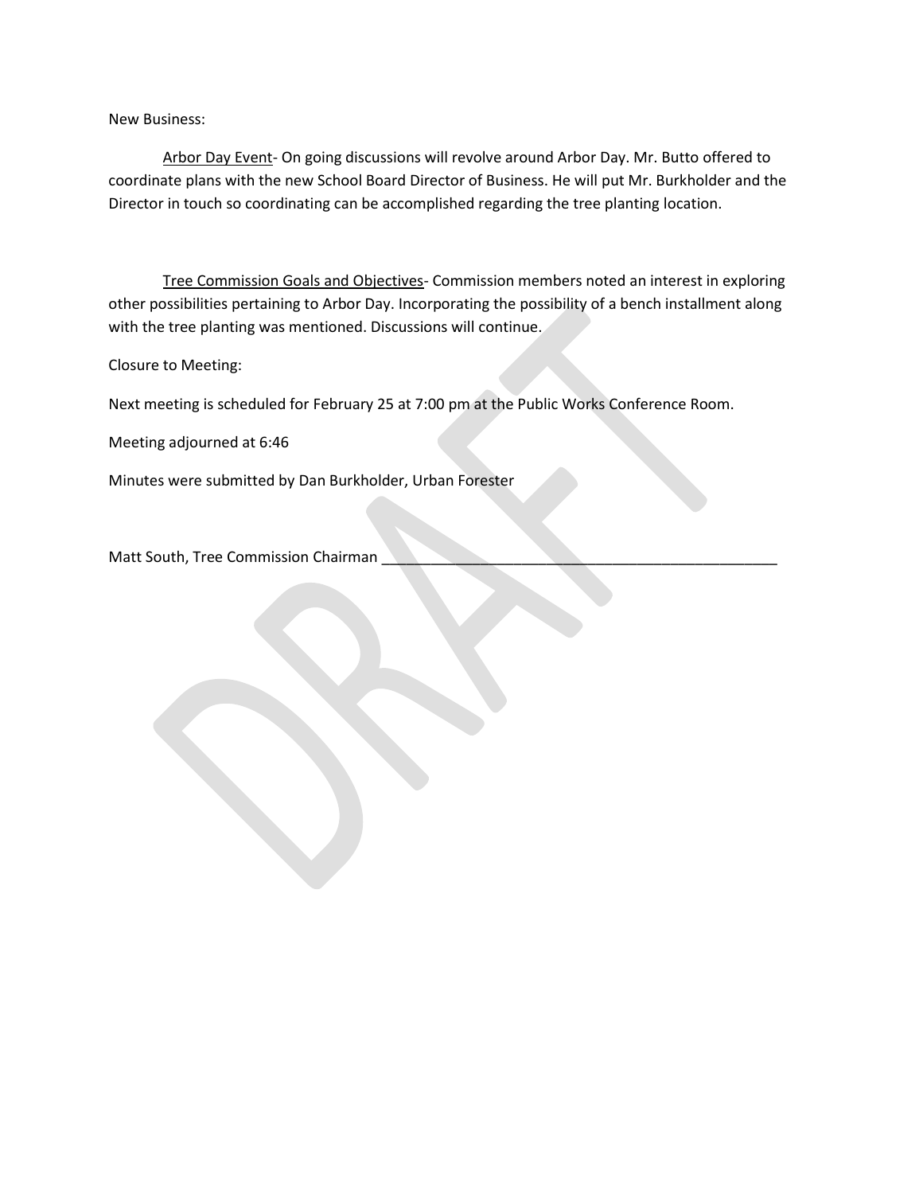New Business:

<u>Arbor Day Event</u>- On going discussions will revolve around Arbor Day. Mr. Butto offered to coordinate plans with the new School Board Director of Business. He will put Mr. Burkholder and the Director in touch so coordinating can be accomplished regarding the tree planting location.

<u>Tree Commission Goals and Objectives</u>- Commission members noted an interest in exploring other possibilities pertaining to Arbor Day. Incorporating the possibility of a bench installment along with the tree planting was mentioned. Discussions will continue.

Closure to Meeting:

Next meeting is scheduled for February 25 at 7:00 pm at the Public Works Conference Room.

Meeting adjourned at 6:46

Minutes were submitted by Dan Burkholder, Urban Forester

Matt South, Tree Commission Chairman ________________________________________________

DRAFT